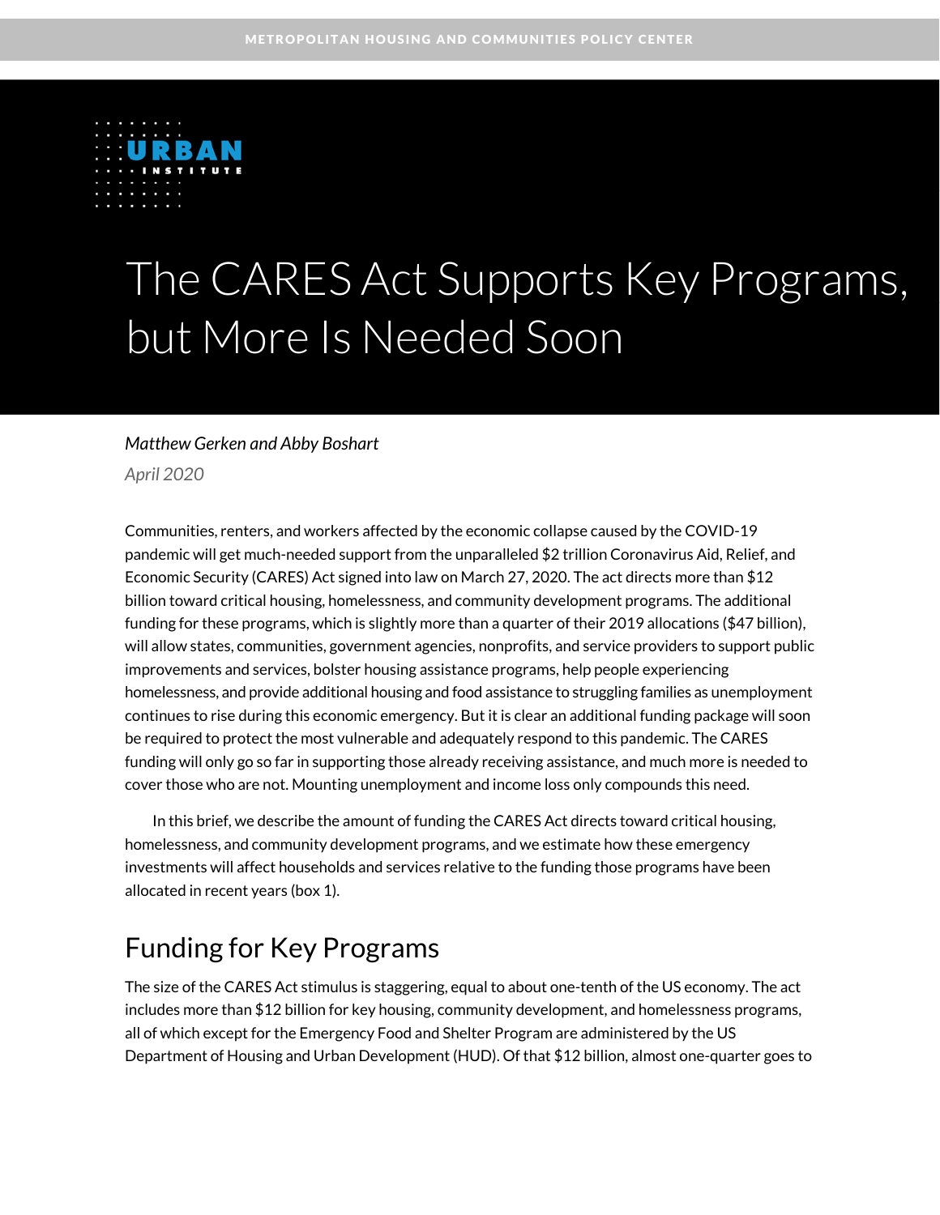METROPOLITAN HOUSING AND COMMUNITIES POLICY CENTER

URBAN INSTITUTE

# The CARES Act Supports Key Programs, but More Is Needed Soon

*Matthew Gerken and Abby Boshart*

*April 2020*

Communities, renters, and workers affected by the economic collapse caused by the COVID-19 pandemic will get much-needed support from the unparalleled $2 trillion Coronavirus Aid, Relief, and Economic Security (CARES) Act signed into law on March 27, 2020. The act directs more than $12 billion toward critical housing, homelessness, and community development programs. The additional funding for these programs, which is slightly more than a quarter of their 2019 allocations ($47 billion), will allow states, communities, government agencies, nonprofits, and service providers to support public improvements and services, bolster housing assistance programs, help people experiencing homelessness, and provide additional housing and food assistance to struggling families as unemployment continues to rise during this economic emergency. But it is clear an additional funding package will soon be required to protect the most vulnerable and adequately respond to this pandemic. The CARES funding will only go so far in supporting those already receiving assistance, and much more is needed to cover those who are not. Mounting unemployment and income loss only compounds this need.

In this brief, we describe the amount of funding the CARES Act directs toward critical housing, homelessness, and community development programs, and we estimate how these emergency investments will affect households and services relative to the funding those programs have been allocated in recent years (box 1).

## Funding for Key Programs

The size of the CARES Act stimulus is staggering, equal to about one-tenth of the US economy. The act includes more than $12 billion for key housing, community development, and homelessness programs, all of which except for the Emergency Food and Shelter Program are administered by the US Department of Housing and Urban Development (HUD). Of that $12 billion, almost one-quarter goes to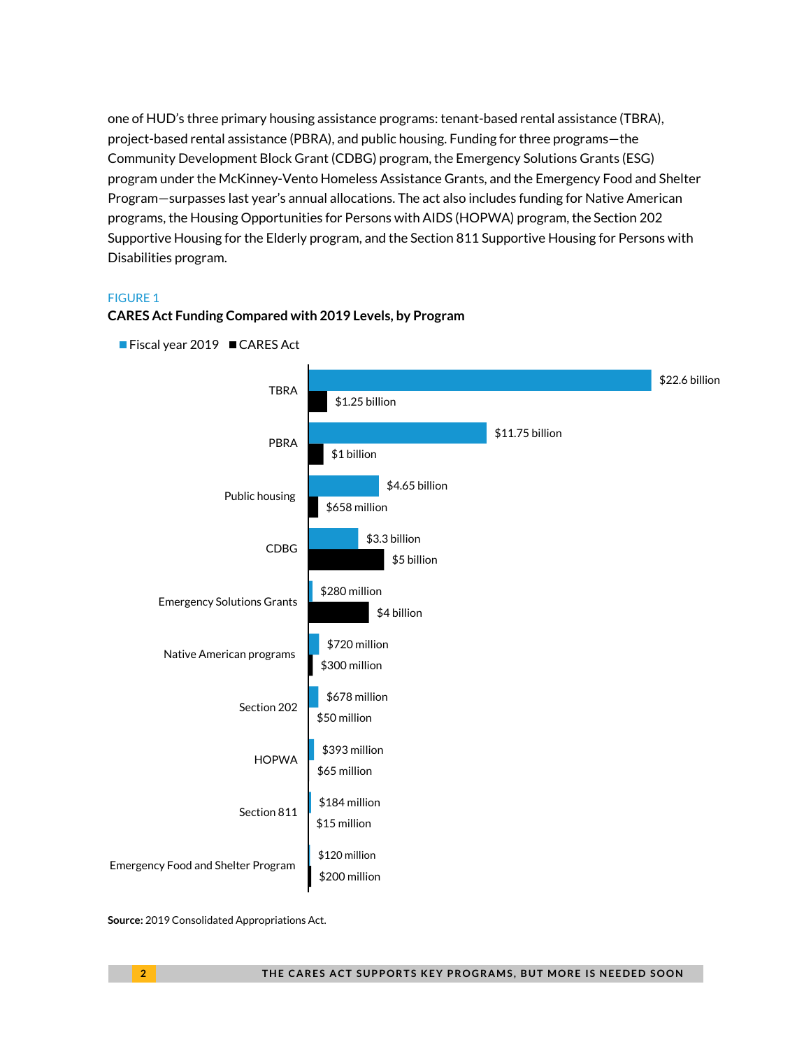one of HUD's three primary housing assistance programs: tenant-based rental assistance (TBRA), project-based rental assistance (PBRA), and public housing. Funding for three programs—the Community Development Block Grant (CDBG) program, the Emergency Solutions Grants (ESG) program under the McKinney-Vento Homeless Assistance Grants, and the Emergency Food and Shelter Program—surpasses last year's annual allocations. The act also includes funding for Native American programs, the Housing Opportunities for Persons with AIDS (HOPWA) program, the Section 202 Supportive Housing for the Elderly program, and the Section 811 Supportive Housing for Persons with Disabilities program.

FIGURE 1

**CARES Act Funding Compared with 2019 Levels, by Program**

| Program | Fiscal year 2019 | CARES Act |
|---|---|---|
| TBRA | $22.6 billion | $1.25 billion |
| PBRA | $11.75 billion | $1 billion |
| Public housing | $4.65 billion | $658 million |
| CDBG | $3.3 billion | $5 billion |
| Emergency Solutions Grants | $280 million | $4 billion |
| Native American programs | $720 million | $300 million |
| Section 202 | $678 million | $50 million |
| HOPWA | $393 million | $65 million |
| Section 811 | $184 million | $15 million |
| Emergency Food and Shelter Program | $120 million | $200 million |

**Source:** 2019 Consolidated Appropriations Act.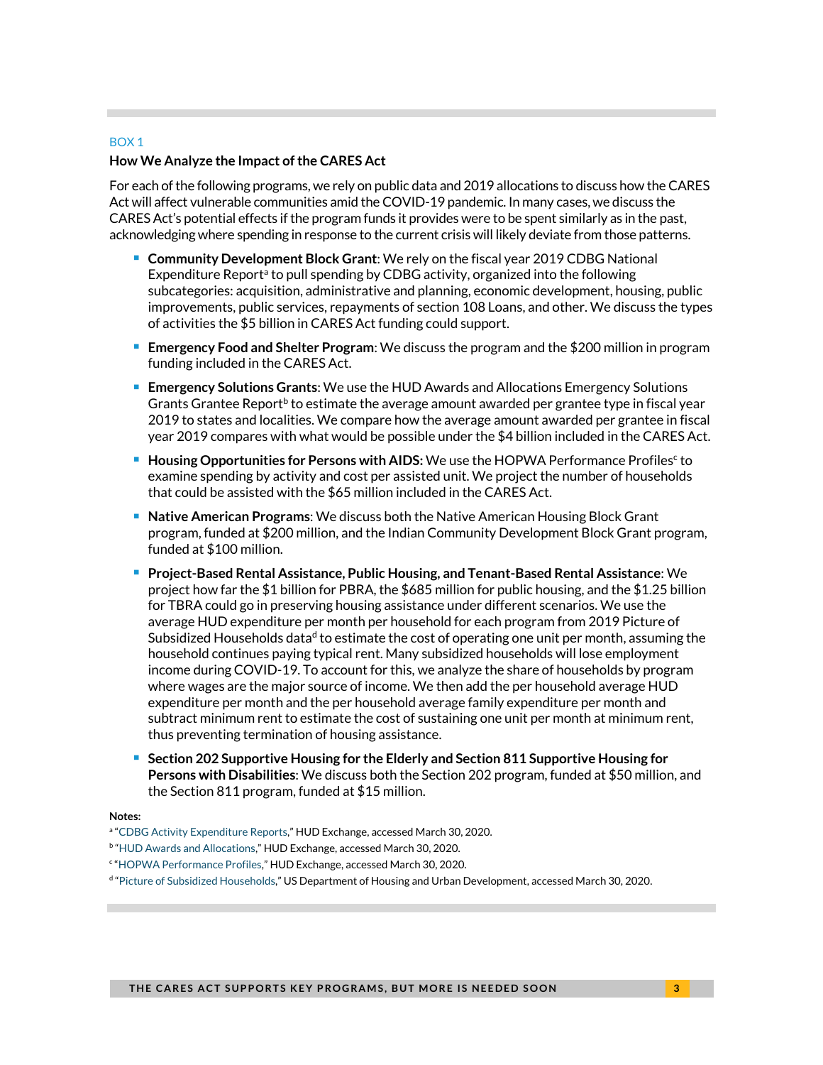BOX 1

**How We Analyze the Impact of the CARES Act**

For each of the following programs, we rely on public data and 2019 allocations to discuss how the CARES Act will affect vulnerable communities amid the COVID-19 pandemic. In many cases, we discuss the CARES Act's potential effects if the program funds it provides were to be spent similarly as in the past, acknowledging where spending in response to the current crisis will likely deviate from those patterns.

- **Community Development Block Grant**: We rely on the fiscal year 2019 CDBG National Expenditure Report[a] to pull spending by CDBG activity, organized into the following subcategories: acquisition, administrative and planning, economic development, housing, public improvements, public services, repayments of section 108 Loans, and other. We discuss the types of activities the $5 billion in CARES Act funding could support.
- **Emergency Food and Shelter Program**: We discuss the program and the $200 million in program funding included in the CARES Act.
- **Emergency Solutions Grants**: We use the HUD Awards and Allocations Emergency Solutions Grants Grantee Report[b] to estimate the average amount awarded per grantee type in fiscal year 2019 to states and localities. We compare how the average amount awarded per grantee in fiscal year 2019 compares with what would be possible under the $4 billion included in the CARES Act.
- **Housing Opportunities for Persons with AIDS:** We use the HOPWA Performance Profiles[c] to examine spending by activity and cost per assisted unit. We project the number of households that could be assisted with the $65 million included in the CARES Act.
- **Native American Programs**: We discuss both the Native American Housing Block Grant program, funded at $200 million, and the Indian Community Development Block Grant program, funded at $100 million.
- **Project-Based Rental Assistance, Public Housing, and Tenant-Based Rental Assistance**: We project how far the $1 billion for PBRA, the $685 million for public housing, and the $1.25 billion for TBRA could go in preserving housing assistance under different scenarios. We use the average HUD expenditure per month per household for each program from 2019 Picture of Subsidized Households data[d] to estimate the cost of operating one unit per month, assuming the household continues paying typical rent. Many subsidized households will lose employment income during COVID-19. To account for this, we analyze the share of households by program where wages are the major source of income. We then add the per household average HUD expenditure per month and the per household average family expenditure per month and subtract minimum rent to estimate the cost of sustaining one unit per month at minimum rent, thus preventing termination of housing assistance.
- **Section 202 Supportive Housing for the Elderly and Section 811 Supportive Housing for Persons with Disabilities**: We discuss both the Section 202 program, funded at $50 million, and the Section 811 program, funded at $15 million.

**Notes:**

[a] "CDBG Activity Expenditure Reports," HUD Exchange, accessed March 30, 2020.

[b] "HUD Awards and Allocations," HUD Exchange, accessed March 30, 2020.

[c] "HOPWA Performance Profiles," HUD Exchange, accessed March 30, 2020.

[d] "Picture of Subsidized Households," US Department of Housing and Urban Development, accessed March 30, 2020.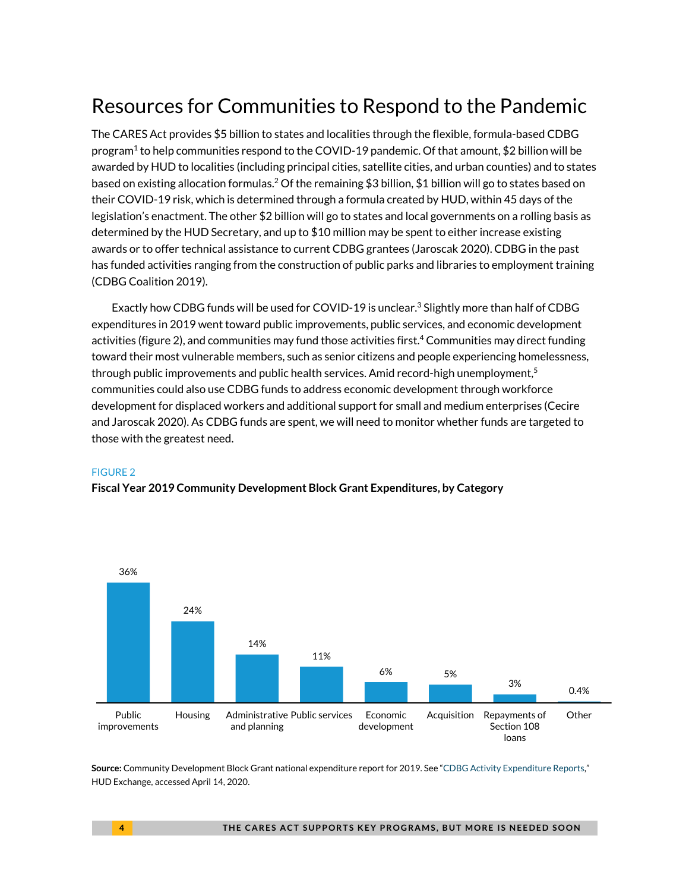# Resources for Communities to Respond to the Pandemic

The CARES Act provides $5 billion to states and localities through the flexible, formula-based CDBG program[1] to help communities respond to the COVID-19 pandemic. Of that amount, $2 billion will be awarded by HUD to localities (including principal cities, satellite cities, and urban counties) and to states based on existing allocation formulas.[2] Of the remaining $3 billion, $1 billion will go to states based on their COVID-19 risk, which is determined through a formula created by HUD, within 45 days of the legislation's enactment. The other $2 billion will go to states and local governments on a rolling basis as determined by the HUD Secretary, and up to $10 million may be spent to either increase existing awards or to offer technical assistance to current CDBG grantees (Jaroscak 2020). CDBG in the past has funded activities ranging from the construction of public parks and libraries to employment training (CDBG Coalition 2019).

Exactly how CDBG funds will be used for COVID-19 is unclear.[3] Slightly more than half of CDBG expenditures in 2019 went toward public improvements, public services, and economic development activities (figure 2), and communities may fund those activities first.[4] Communities may direct funding toward their most vulnerable members, such as senior citizens and people experiencing homelessness, through public improvements and public health services. Amid record-high unemployment,[5] communities could also use CDBG funds to address economic development through workforce development for displaced workers and additional support for small and medium enterprises (Cecire and Jaroscak 2020). As CDBG funds are spent, we will need to monitor whether funds are targeted to those with the greatest need.

FIGURE 2

**Fiscal Year 2019 Community Development Block Grant Expenditures, by Category**

| Category | Share |
|---|---|
| Public improvements | 36% |
| Housing | 24% |
| Administrative and planning | 14% |
| Public services | 11% |
| Economic development | 6% |
| Acquisition | 5% |
| Repayments of Section 108 loans | 3% |
| Other | 0.4% |

**Source:** Community Development Block Grant national expenditure report for 2019. See "CDBG Activity Expenditure Reports," HUD Exchange, accessed April 14, 2020.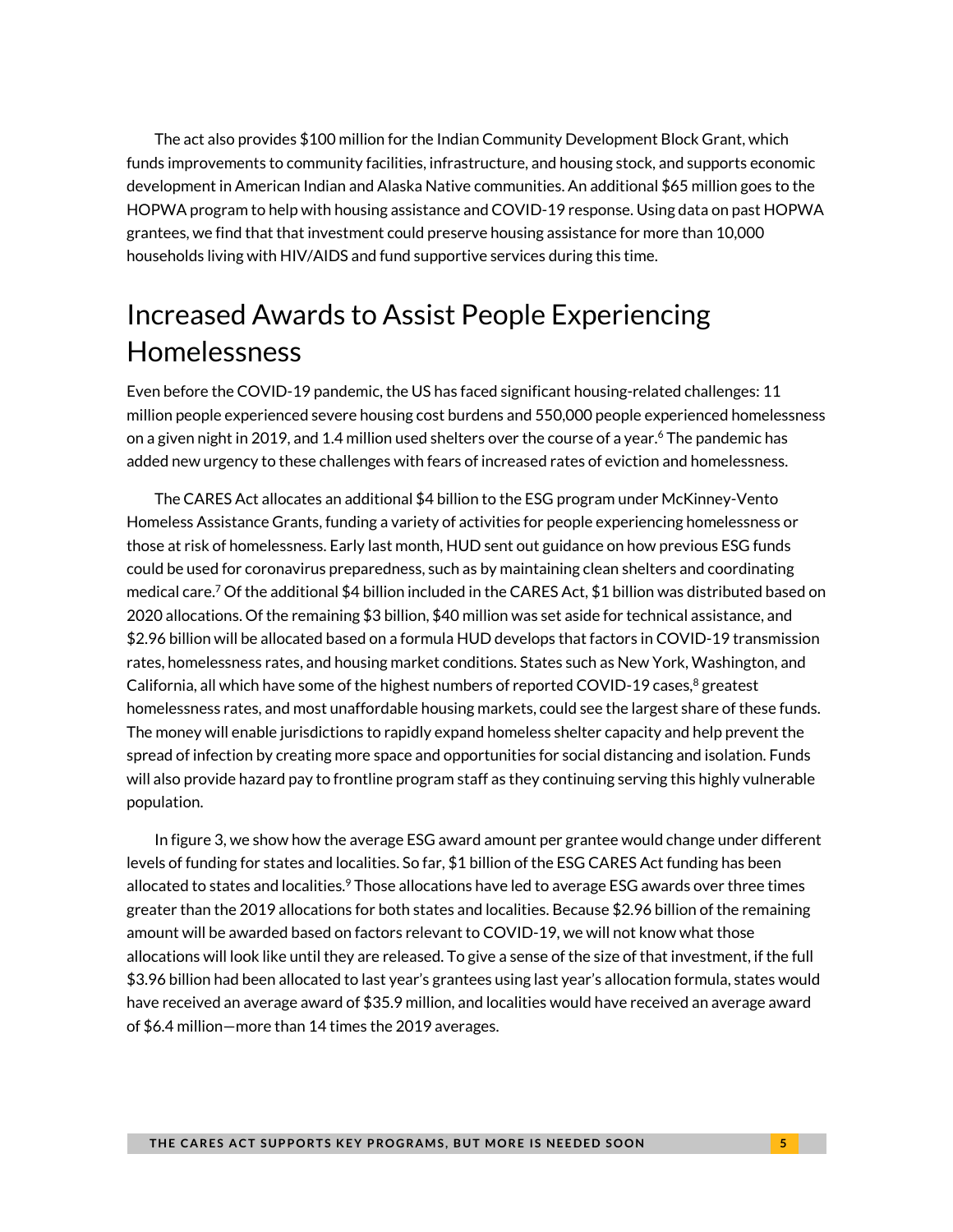The act also provides $100 million for the Indian Community Development Block Grant, which funds improvements to community facilities, infrastructure, and housing stock, and supports economic development in American Indian and Alaska Native communities. An additional $65 million goes to the HOPWA program to help with housing assistance and COVID-19 response. Using data on past HOPWA grantees, we find that that investment could preserve housing assistance for more than 10,000 households living with HIV/AIDS and fund supportive services during this time.

## Increased Awards to Assist People Experiencing Homelessness

Even before the COVID-19 pandemic, the US has faced significant housing-related challenges: 11 million people experienced severe housing cost burdens and 550,000 people experienced homelessness on a given night in 2019, and 1.4 million used shelters over the course of a year.[6] The pandemic has added new urgency to these challenges with fears of increased rates of eviction and homelessness.

The CARES Act allocates an additional $4 billion to the ESG program under McKinney-Vento Homeless Assistance Grants, funding a variety of activities for people experiencing homelessness or those at risk of homelessness. Early last month, HUD sent out guidance on how previous ESG funds could be used for coronavirus preparedness, such as by maintaining clean shelters and coordinating medical care.[7] Of the additional $4 billion included in the CARES Act, $1 billion was distributed based on 2020 allocations. Of the remaining $3 billion, $40 million was set aside for technical assistance, and $2.96 billion will be allocated based on a formula HUD develops that factors in COVID-19 transmission rates, homelessness rates, and housing market conditions. States such as New York, Washington, and California, all which have some of the highest numbers of reported COVID-19 cases,[8] greatest homelessness rates, and most unaffordable housing markets, could see the largest share of these funds. The money will enable jurisdictions to rapidly expand homeless shelter capacity and help prevent the spread of infection by creating more space and opportunities for social distancing and isolation. Funds will also provide hazard pay to frontline program staff as they continuing serving this highly vulnerable population.

In figure 3, we show how the average ESG award amount per grantee would change under different levels of funding for states and localities. So far, $1 billion of the ESG CARES Act funding has been allocated to states and localities.[9] Those allocations have led to average ESG awards over three times greater than the 2019 allocations for both states and localities. Because $2.96 billion of the remaining amount will be awarded based on factors relevant to COVID-19, we will not know what those allocations will look like until they are released. To give a sense of the size of that investment, if the full $3.96 billion had been allocated to last year's grantees using last year's allocation formula, states would have received an average award of $35.9 million, and localities would have received an average award of $6.4 million—more than 14 times the 2019 averages.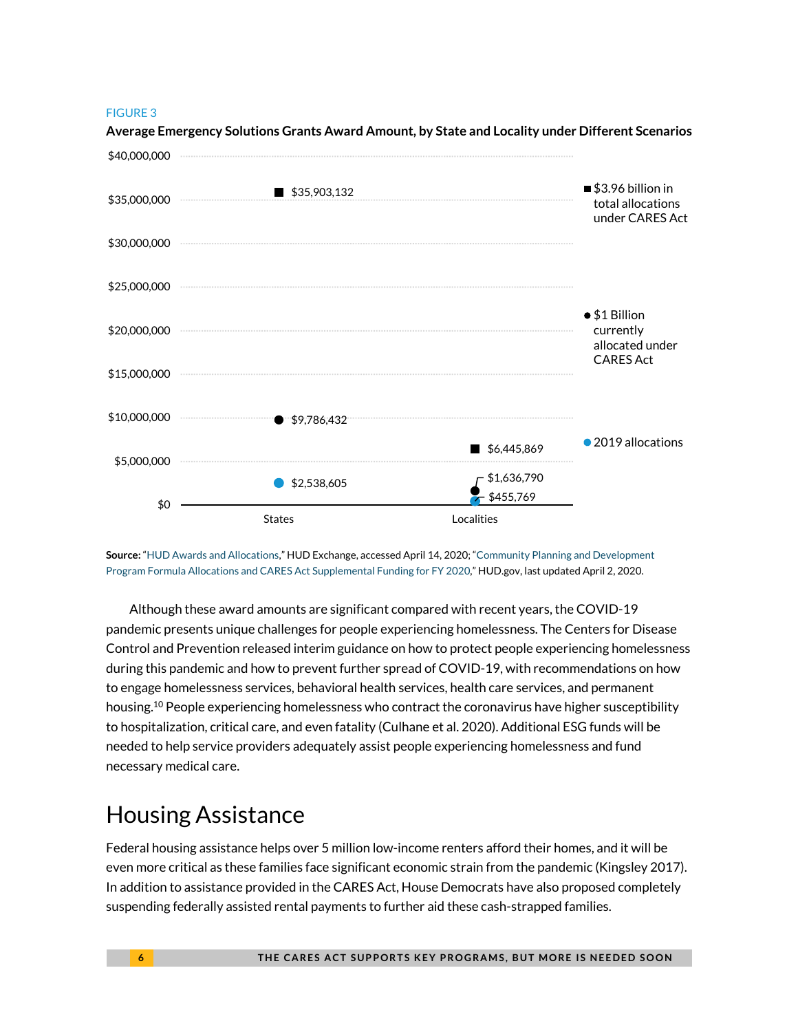FIGURE 3

**Average Emergency Solutions Grants Award Amount, by State and Locality under Different Scenarios**

| | States | Localities |
|---|---|---|
| $3.96 billion in total locations under CARES Act | $35,903,132 | $6,445,869 |
| $1 Billion currently allocated under CARES Act | $9,786,432 | $1,636,790 |
| 2019 allocations | $2,538,605 | $455,769 |

**Source:** "HUD Awards and Allocations," HUD Exchange, accessed April 14, 2020; "Community Planning and Development Program Formula Allocations and CARES Act Supplemental Funding for FY 2020," HUD.gov, last updated April 2, 2020.

Although these award amounts are significant compared with recent years, the COVID-19 pandemic presents unique challenges for people experiencing homelessness. The Centers for Disease Control and Prevention released interim guidance on how to protect people experiencing homelessness during this pandemic and how to prevent further spread of COVID-19, with recommendations on how to engage homelessness services, behavioral health services, health care services, and permanent housing.[10] People experiencing homelessness who contract the coronavirus have higher susceptibility to hospitalization, critical care, and even fatality (Culhane et al. 2020). Additional ESG funds will be needed to help service providers adequately assist people experiencing homelessness and fund necessary medical care.

## Housing Assistance

Federal housing assistance helps over 5 million low-income renters afford their homes, and it will be even more critical as these families face significant economic strain from the pandemic (Kingsley 2017). In addition to assistance provided in the CARES Act, House Democrats have also proposed completely suspending federally assisted rental payments to further aid these cash-strapped families.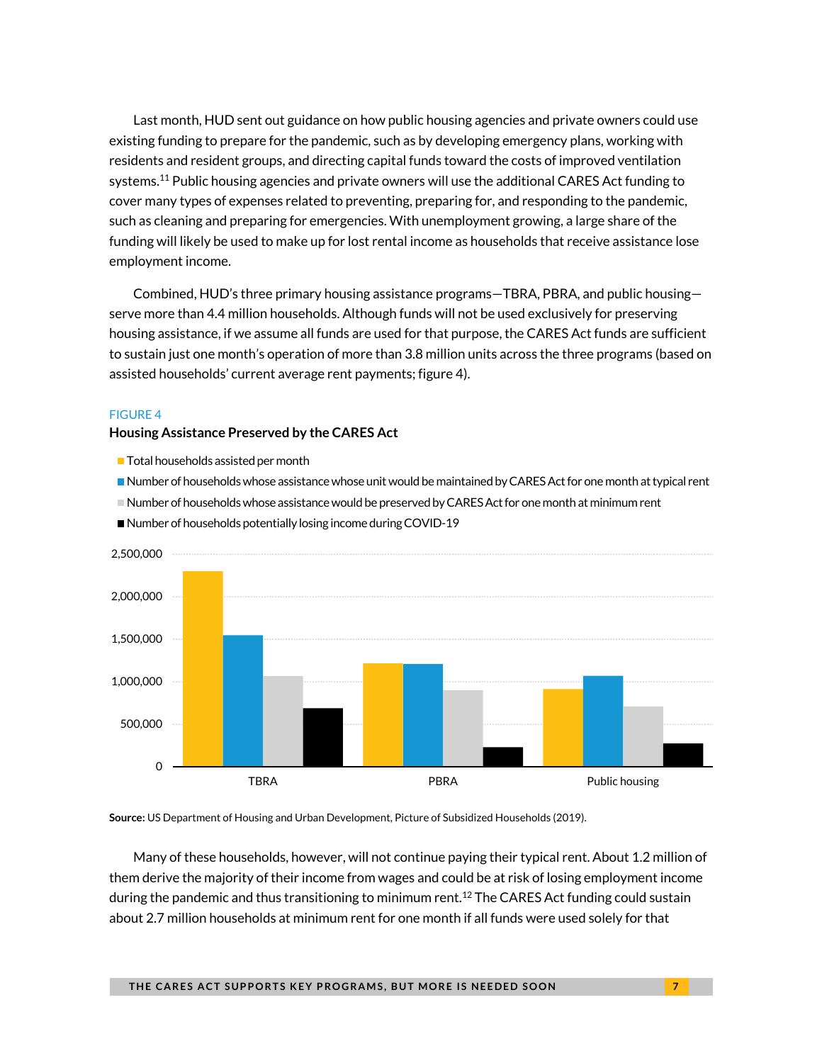Last month, HUD sent out guidance on how public housing agencies and private owners could use existing funding to prepare for the pandemic, such as by developing emergency plans, working with residents and resident groups, and directing capital funds toward the costs of improved ventilation systems.[11] Public housing agencies and private owners will use the additional CARES Act funding to cover many types of expenses related to preventing, preparing for, and responding to the pandemic, such as cleaning and preparing for emergencies. With unemployment growing, a large share of the funding will likely be used to make up for lost rental income as households that receive assistance lose employment income.

Combined, HUD's three primary housing assistance programs—TBRA, PBRA, and public housing—serve more than 4.4 million households. Although funds will not be used exclusively for preserving housing assistance, if we assume all funds are used for that purpose, the CARES Act funds are sufficient to sustain just one month's operation of more than 3.8 million units across the three programs (based on assisted households' current average rent payments; figure 4).

FIGURE 4

**Housing Assistance Preserved by the CARES Act**

- Total households assisted per month
- Number of households whose assistance whose unit would be maintained by CARES Act for one month at typical rent
- Number of households whose assistance would be preserved by CARES Act for one month at minimum rent
- Number of households potentially losing income during COVID-19

**Source:** US Department of Housing and Urban Development, Picture of Subsidized Households (2019).

Many of these households, however, will not continue paying their typical rent. About 1.2 million of them derive the majority of their income from wages and could be at risk of losing employment income during the pandemic and thus transitioning to minimum rent.[12] The CARES Act funding could sustain about 2.7 million households at minimum rent for one month if all funds were used solely for that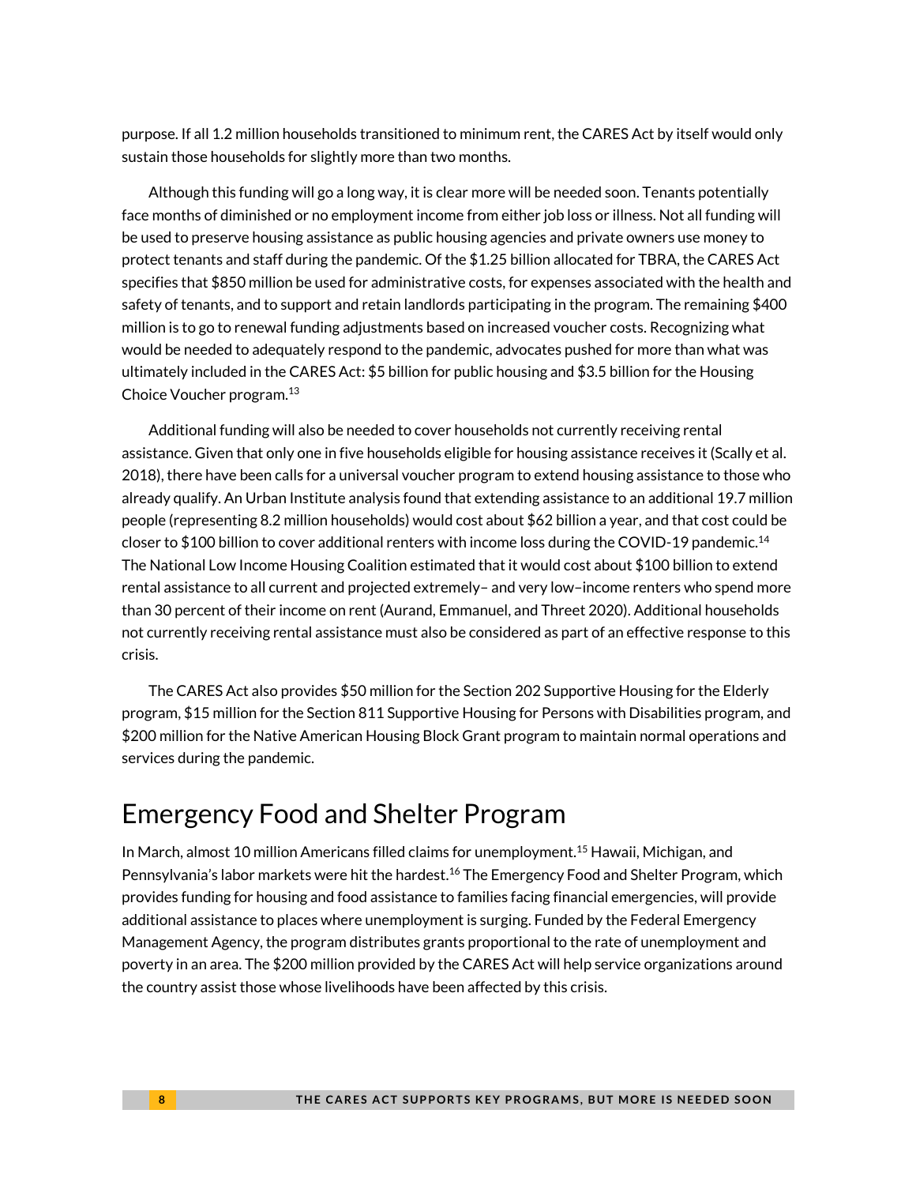purpose. If all 1.2 million households transitioned to minimum rent, the CARES Act by itself would only sustain those households for slightly more than two months.

Although this funding will go a long way, it is clear more will be needed soon. Tenants potentially face months of diminished or no employment income from either job loss or illness. Not all funding will be used to preserve housing assistance as public housing agencies and private owners use money to protect tenants and staff during the pandemic. Of the $1.25 billion allocated for TBRA, the CARES Act specifies that $850 million be used for administrative costs, for expenses associated with the health and safety of tenants, and to support and retain landlords participating in the program. The remaining $400 million is to go to renewal funding adjustments based on increased voucher costs. Recognizing what would be needed to adequately respond to the pandemic, advocates pushed for more than what was ultimately included in the CARES Act: $5 billion for public housing and $3.5 billion for the Housing Choice Voucher program.[13]

Additional funding will also be needed to cover households not currently receiving rental assistance. Given that only one in five households eligible for housing assistance receives it (Scally et al. 2018), there have been calls for a universal voucher program to extend housing assistance to those who already qualify. An Urban Institute analysis found that extending assistance to an additional 19.7 million people (representing 8.2 million households) would cost about $62 billion a year, and that cost could be closer to $100 billion to cover additional renters with income loss during the COVID-19 pandemic.[14] The National Low Income Housing Coalition estimated that it would cost about $100 billion to extend rental assistance to all current and projected extremely– and very low–income renters who spend more than 30 percent of their income on rent (Aurand, Emmanuel, and Threet 2020). Additional households not currently receiving rental assistance must also be considered as part of an effective response to this crisis.

The CARES Act also provides $50 million for the Section 202 Supportive Housing for the Elderly program, $15 million for the Section 811 Supportive Housing for Persons with Disabilities program, and $200 million for the Native American Housing Block Grant program to maintain normal operations and services during the pandemic.

# Emergency Food and Shelter Program

In March, almost 10 million Americans filled claims for unemployment.[15] Hawaii, Michigan, and Pennsylvania's labor markets were hit the hardest.[16] The Emergency Food and Shelter Program, which provides funding for housing and food assistance to families facing financial emergencies, will provide additional assistance to places where unemployment is surging. Funded by the Federal Emergency Management Agency, the program distributes grants proportional to the rate of unemployment and poverty in an area. The $200 million provided by the CARES Act will help service organizations around the country assist those whose livelihoods have been affected by this crisis.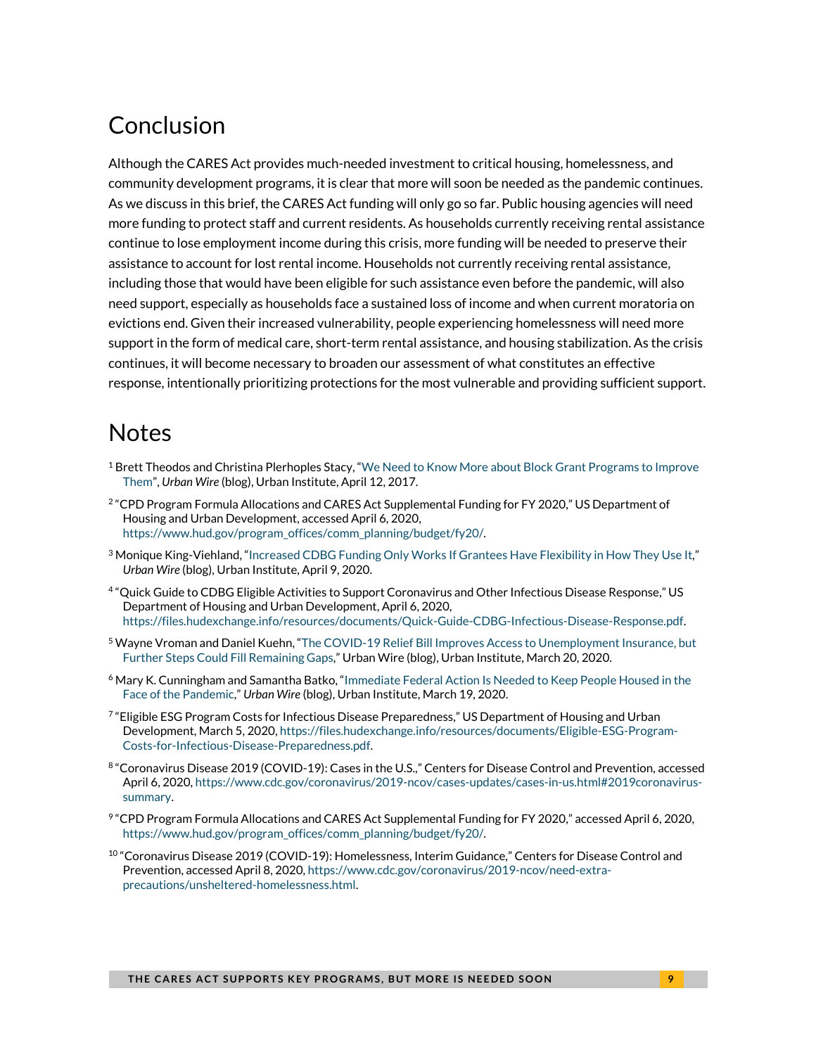## Conclusion

Although the CARES Act provides much-needed investment to critical housing, homelessness, and community development programs, it is clear that more will soon be needed as the pandemic continues. As we discuss in this brief, the CARES Act funding will only go so far. Public housing agencies will need more funding to protect staff and current residents. As households currently receiving rental assistance continue to lose employment income during this crisis, more funding will be needed to preserve their assistance to account for lost rental income. Households not currently receiving rental assistance, including those that would have been eligible for such assistance even before the pandemic, will also need support, especially as households face a sustained loss of income and when current moratoria on evictions end. Given their increased vulnerability, people experiencing homelessness will need more support in the form of medical care, short-term rental assistance, and housing stabilization. As the crisis continues, it will become necessary to broaden our assessment of what constitutes an effective response, intentionally prioritizing protections for the most vulnerable and providing sufficient support.

## Notes

[1] Brett Theodos and Christina Plerhoples Stacy, "We Need to Know More about Block Grant Programs to Improve Them", *Urban Wire* (blog), Urban Institute, April 12, 2017.

[2] "CPD Program Formula Allocations and CARES Act Supplemental Funding for FY 2020," US Department of Housing and Urban Development, accessed April 6, 2020, https://www.hud.gov/program_offices/comm_planning/budget/fy20/.

[3] Monique King-Viehland, "Increased CDBG Funding Only Works If Grantees Have Flexibility in How They Use It," *Urban Wire* (blog), Urban Institute, April 9, 2020.

[4] "Quick Guide to CDBG Eligible Activities to Support Coronavirus and Other Infectious Disease Response," US Department of Housing and Urban Development, April 6, 2020, https://files.hudexchange.info/resources/documents/Quick-Guide-CDBG-Infectious-Disease-Response.pdf.

[5] Wayne Vroman and Daniel Kuehn, "The COVID-19 Relief Bill Improves Access to Unemployment Insurance, but Further Steps Could Fill Remaining Gaps," Urban Wire (blog), Urban Institute, March 20, 2020.

[6] Mary K. Cunningham and Samantha Batko, "Immediate Federal Action Is Needed to Keep People Housed in the Face of the Pandemic," *Urban Wire* (blog), Urban Institute, March 19, 2020.

[7] "Eligible ESG Program Costs for Infectious Disease Preparedness," US Department of Housing and Urban Development, March 5, 2020, https://files.hudexchange.info/resources/documents/Eligible-ESG-Program-Costs-for-Infectious-Disease-Preparedness.pdf.

[8] "Coronavirus Disease 2019 (COVID-19): Cases in the U.S.," Centers for Disease Control and Prevention, accessed April 6, 2020, https://www.cdc.gov/coronavirus/2019-ncov/cases-updates/cases-in-us.html#2019coronavirus-summary.

[9] "CPD Program Formula Allocations and CARES Act Supplemental Funding for FY 2020," accessed April 6, 2020, https://www.hud.gov/program_offices/comm_planning/budget/fy20/.

[10] "Coronavirus Disease 2019 (COVID-19): Homelessness, Interim Guidance," Centers for Disease Control and Prevention, accessed April 8, 2020, https://www.cdc.gov/coronavirus/2019-ncov/need-extra-precautions/unsheltered-homelessness.html.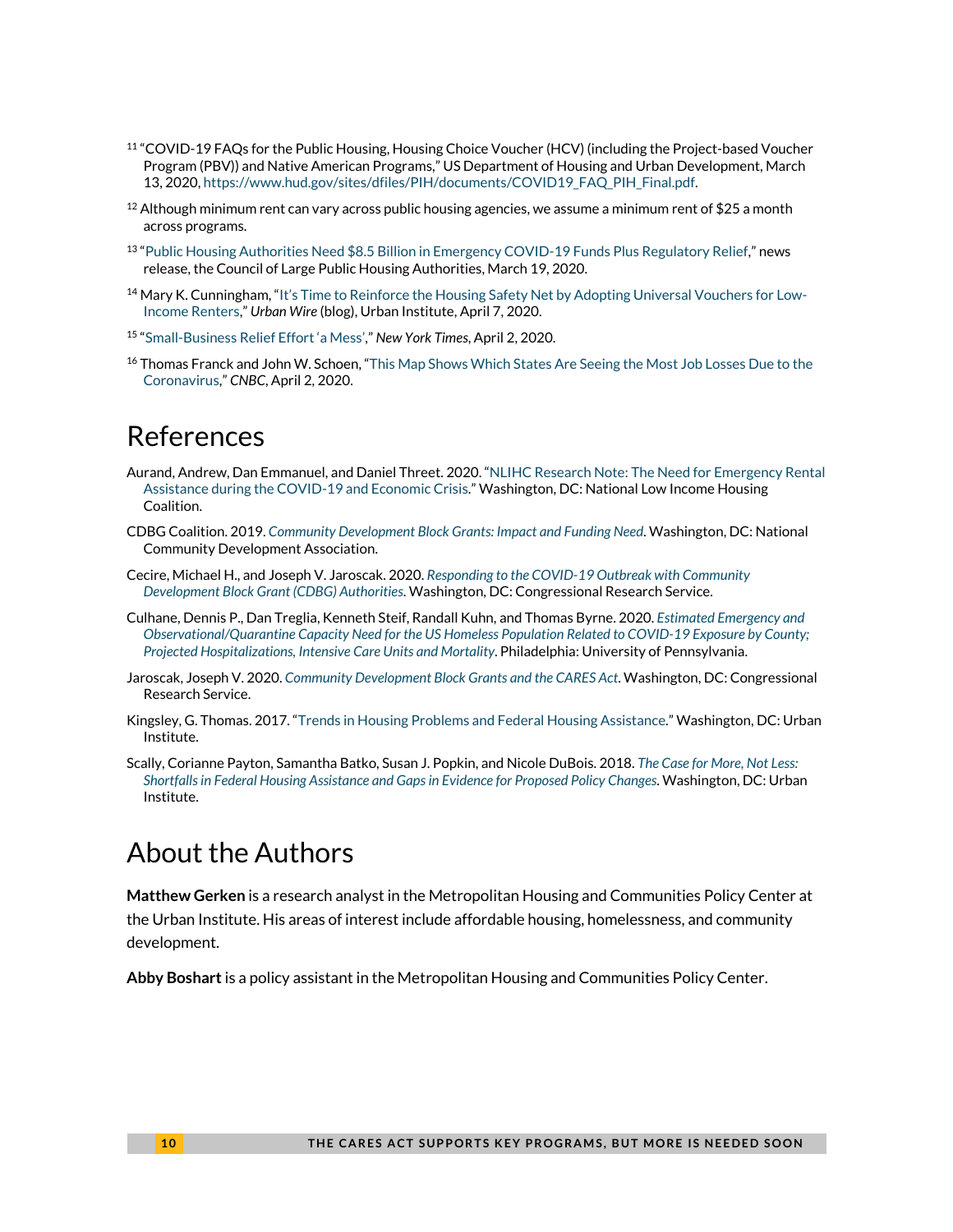[11] "COVID-19 FAQs for the Public Housing, Housing Choice Voucher (HCV) (including the Project-based Voucher Program (PBV)) and Native American Programs," US Department of Housing and Urban Development, March 13, 2020, https://www.hud.gov/sites/dfiles/PIH/documents/COVID19_FAQ_PIH_Final.pdf.

[12] Although minimum rent can vary across public housing agencies, we assume a minimum rent of $25 a month across programs.

[13] "Public Housing Authorities Need $8.5 Billion in Emergency COVID-19 Funds Plus Regulatory Relief," news release, the Council of Large Public Housing Authorities, March 19, 2020.

[14] Mary K. Cunningham, "It's Time to Reinforce the Housing Safety Net by Adopting Universal Vouchers for Low-Income Renters," *Urban Wire* (blog), Urban Institute, April 7, 2020.

[15] "Small-Business Relief Effort 'a Mess'," *New York Times*, April 2, 2020.

[16] Thomas Franck and John W. Schoen, "This Map Shows Which States Are Seeing the Most Job Losses Due to the Coronavirus," *CNBC*, April 2, 2020.

# References

Aurand, Andrew, Dan Emmanuel, and Daniel Threet. 2020. "NLIHC Research Note: The Need for Emergency Rental Assistance during the COVID-19 and Economic Crisis." Washington, DC: National Low Income Housing Coalition.

CDBG Coalition. 2019. *Community Development Block Grants: Impact and Funding Need*. Washington, DC: National Community Development Association.

Cecire, Michael H., and Joseph V. Jaroscak. 2020. *Responding to the COVID-19 Outbreak with Community Development Block Grant (CDBG) Authorities*. Washington, DC: Congressional Research Service.

Culhane, Dennis P., Dan Treglia, Kenneth Steif, Randall Kuhn, and Thomas Byrne. 2020. *Estimated Emergency and Observational/Quarantine Capacity Need for the US Homeless Population Related to COVID-19 Exposure by County; Projected Hospitalizations, Intensive Care Units and Mortality*. Philadelphia: University of Pennsylvania.

Jaroscak, Joseph V. 2020. *Community Development Block Grants and the CARES Act*. Washington, DC: Congressional Research Service.

Kingsley, G. Thomas. 2017. "Trends in Housing Problems and Federal Housing Assistance." Washington, DC: Urban Institute.

Scally, Corianne Payton, Samantha Batko, Susan J. Popkin, and Nicole DuBois. 2018. *The Case for More, Not Less: Shortfalls in Federal Housing Assistance and Gaps in Evidence for Proposed Policy Changes*. Washington, DC: Urban Institute.

# About the Authors

**Matthew Gerken** is a research analyst in the Metropolitan Housing and Communities Policy Center at the Urban Institute. His areas of interest include affordable housing, homelessness, and community development.

**Abby Boshart** is a policy assistant in the Metropolitan Housing and Communities Policy Center.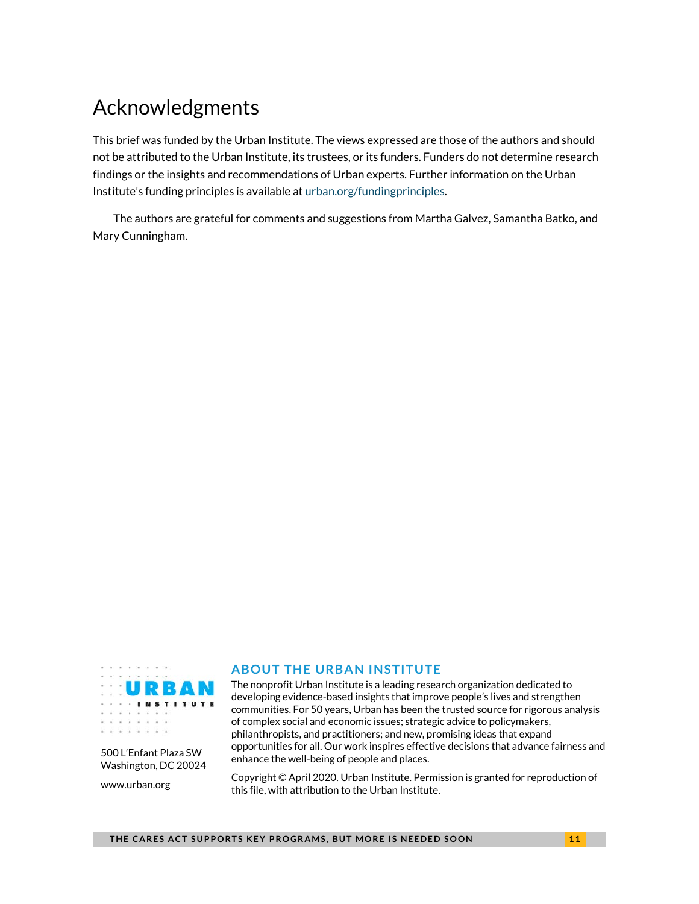# Acknowledgments

This brief was funded by the Urban Institute. The views expressed are those of the authors and should not be attributed to the Urban Institute, its trustees, or its funders. Funders do not determine research findings or the insights and recommendations of Urban experts. Further information on the Urban Institute's funding principles is available at urban.org/fundingprinciples.

The authors are grateful for comments and suggestions from Martha Galvez, Samantha Batko, and Mary Cunningham.

URBAN INSTITUTE

500 L'Enfant Plaza SW
Washington, DC 20024

www.urban.org

## ABOUT THE URBAN INSTITUTE

The nonprofit Urban Institute is a leading research organization dedicated to developing evidence-based insights that improve people's lives and strengthen communities. For 50 years, Urban has been the trusted source for rigorous analysis of complex social and economic issues; strategic advice to policymakers, philanthropists, and practitioners; and new, promising ideas that expand opportunities for all. Our work inspires effective decisions that advance fairness and enhance the well-being of people and places.

Copyright © April 2020. Urban Institute. Permission is granted for reproduction of this file, with attribution to the Urban Institute.